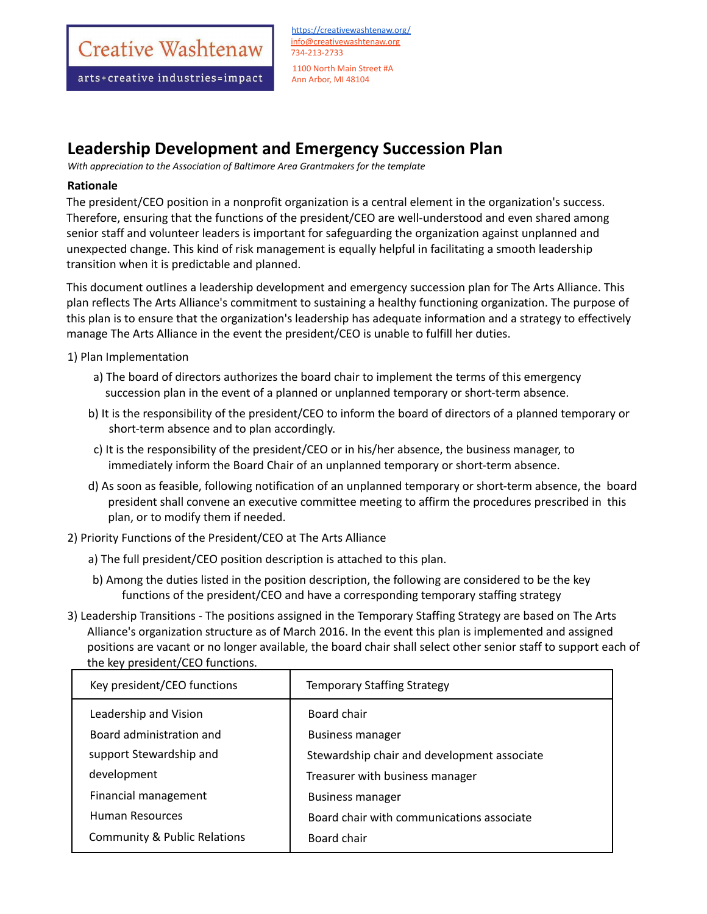Creative Washtenaw
arts+creative industries=impact

https://creativewashtenaw.org/
info@creativewashtenaw.org
734-213-2733

1100 North Main Street #A
Ann Arbor, MI 48104

# Leadership Development and Emergency Succession Plan

*With appreciation to the Association of Baltimore Area Grantmakers for the template*

**Rationale**

The president/CEO position in a nonprofit organization is a central element in the organization's success. Therefore, ensuring that the functions of the president/CEO are well-understood and even shared among senior staff and volunteer leaders is important for safeguarding the organization against unplanned and unexpected change. This kind of risk management is equally helpful in facilitating a smooth leadership transition when it is predictable and planned.

This document outlines a leadership development and emergency succession plan for The Arts Alliance. This plan reflects The Arts Alliance's commitment to sustaining a healthy functioning organization. The purpose of this plan is to ensure that the organization's leadership has adequate information and a strategy to effectively manage The Arts Alliance in the event the president/CEO is unable to fulfill her duties.

1) Plan Implementation

a) The board of directors authorizes the board chair to implement the terms of this emergency succession plan in the event of a planned or unplanned temporary or short-term absence.

b) It is the responsibility of the president/CEO to inform the board of directors of a planned temporary or short-term absence and to plan accordingly.

c) It is the responsibility of the president/CEO or in his/her absence, the business manager, to immediately inform the Board Chair of an unplanned temporary or short-term absence.

d) As soon as feasible, following notification of an unplanned temporary or short-term absence, the board president shall convene an executive committee meeting to affirm the procedures prescribed in this plan, or to modify them if needed.

2) Priority Functions of the President/CEO at The Arts Alliance

a) The full president/CEO position description is attached to this plan.

b) Among the duties listed in the position description, the following are considered to be the key functions of the president/CEO and have a corresponding temporary staffing strategy

3) Leadership Transitions - The positions assigned in the Temporary Staffing Strategy are based on The Arts Alliance's organization structure as of March 2016. In the event this plan is implemented and assigned positions are vacant or no longer available, the board chair shall select other senior staff to support each of the key president/CEO functions.

| Key president/CEO functions | Temporary Staffing Strategy |
|---|---|
| Leadership and Vision | Board chair |
| Board administration and | Business manager |
| support Stewardship and | Stewardship chair and development associate |
| development | Treasurer with business manager |
| Financial management | Business manager |
| Human Resources | Board chair with communications associate |
| Community & Public Relations | Board chair |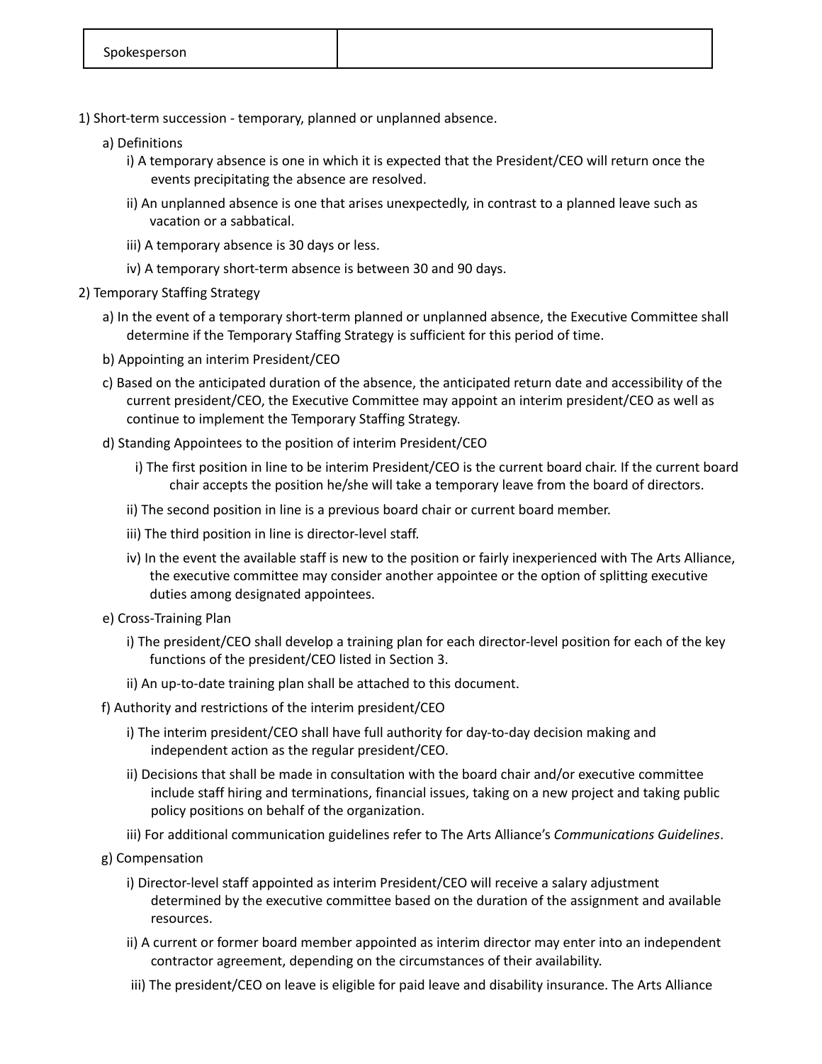| Spokesperson | |
|---|---|

1) Short-term succession - temporary, planned or unplanned absence.

   a) Definitions

      i) A temporary absence is one in which it is expected that the President/CEO will return once the events precipitating the absence are resolved.

      ii) An unplanned absence is one that arises unexpectedly, in contrast to a planned leave such as vacation or a sabbatical.

      iii) A temporary absence is 30 days or less.

      iv) A temporary short-term absence is between 30 and 90 days.

2) Temporary Staffing Strategy

   a) In the event of a temporary short-term planned or unplanned absence, the Executive Committee shall determine if the Temporary Staffing Strategy is sufficient for this period of time.

   b) Appointing an interim President/CEO

   c) Based on the anticipated duration of the absence, the anticipated return date and accessibility of the current president/CEO, the Executive Committee may appoint an interim president/CEO as well as continue to implement the Temporary Staffing Strategy.

   d) Standing Appointees to the position of interim President/CEO

      i) The first position in line to be interim President/CEO is the current board chair. If the current board chair accepts the position he/she will take a temporary leave from the board of directors.

      ii) The second position in line is a previous board chair or current board member.

      iii) The third position in line is director-level staff.

      iv) In the event the available staff is new to the position or fairly inexperienced with The Arts Alliance, the executive committee may consider another appointee or the option of splitting executive duties among designated appointees.

   e) Cross-Training Plan

      i) The president/CEO shall develop a training plan for each director-level position for each of the key functions of the president/CEO listed in Section 3.

      ii) An up-to-date training plan shall be attached to this document.

   f) Authority and restrictions of the interim president/CEO

      i) The interim president/CEO shall have full authority for day-to-day decision making and independent action as the regular president/CEO.

      ii) Decisions that shall be made in consultation with the board chair and/or executive committee include staff hiring and terminations, financial issues, taking on a new project and taking public policy positions on behalf of the organization.

      iii) For additional communication guidelines refer to The Arts Alliance's *Communications Guidelines*.

   g) Compensation

      i) Director-level staff appointed as interim President/CEO will receive a salary adjustment determined by the executive committee based on the duration of the assignment and available resources.

      ii) A current or former board member appointed as interim director may enter into an independent contractor agreement, depending on the circumstances of their availability.

      iii) The president/CEO on leave is eligible for paid leave and disability insurance. The Arts Alliance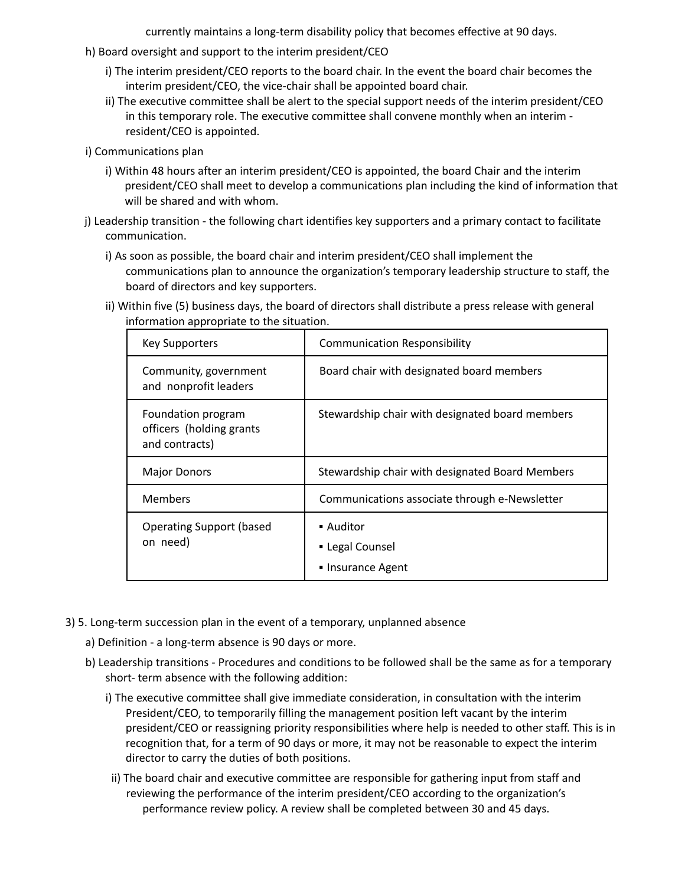currently maintains a long-term disability policy that becomes effective at 90 days.

h) Board oversight and support to the interim president/CEO

  i) The interim president/CEO reports to the board chair. In the event the board chair becomes the interim president/CEO, the vice-chair shall be appointed board chair.

  ii) The executive committee shall be alert to the special support needs of the interim president/CEO in this temporary role. The executive committee shall convene monthly when an interim - resident/CEO is appointed.

i) Communications plan

  i) Within 48 hours after an interim president/CEO is appointed, the board Chair and the interim president/CEO shall meet to develop a communications plan including the kind of information that will be shared and with whom.

j) Leadership transition - the following chart identifies key supporters and a primary contact to facilitate communication.

  i) As soon as possible, the board chair and interim president/CEO shall implement the communications plan to announce the organization's temporary leadership structure to staff, the board of directors and key supporters.

  ii) Within five (5) business days, the board of directors shall distribute a press release with general information appropriate to the situation.

| Key Supporters | Communication Responsibility |
|---|---|
| Community, government and nonprofit leaders | Board chair with designated board members |
| Foundation program officers (holding grants and contracts) | Stewardship chair with designated board members |
| Major Donors | Stewardship chair with designated Board Members |
| Members | Communications associate through e-Newsletter |
| Operating Support (based on need) | ▪ Auditor<br>▪ Legal Counsel<br>▪ Insurance Agent |

3) 5. Long-term succession plan in the event of a temporary, unplanned absence

  a) Definition - a long-term absence is 90 days or more.

  b) Leadership transitions - Procedures and conditions to be followed shall be the same as for a temporary short- term absence with the following addition:

    i) The executive committee shall give immediate consideration, in consultation with the interim President/CEO, to temporarily filling the management position left vacant by the interim president/CEO or reassigning priority responsibilities where help is needed to other staff. This is in recognition that, for a term of 90 days or more, it may not be reasonable to expect the interim director to carry the duties of both positions.

    ii) The board chair and executive committee are responsible for gathering input from staff and reviewing the performance of the interim president/CEO according to the organization's performance review policy. A review shall be completed between 30 and 45 days.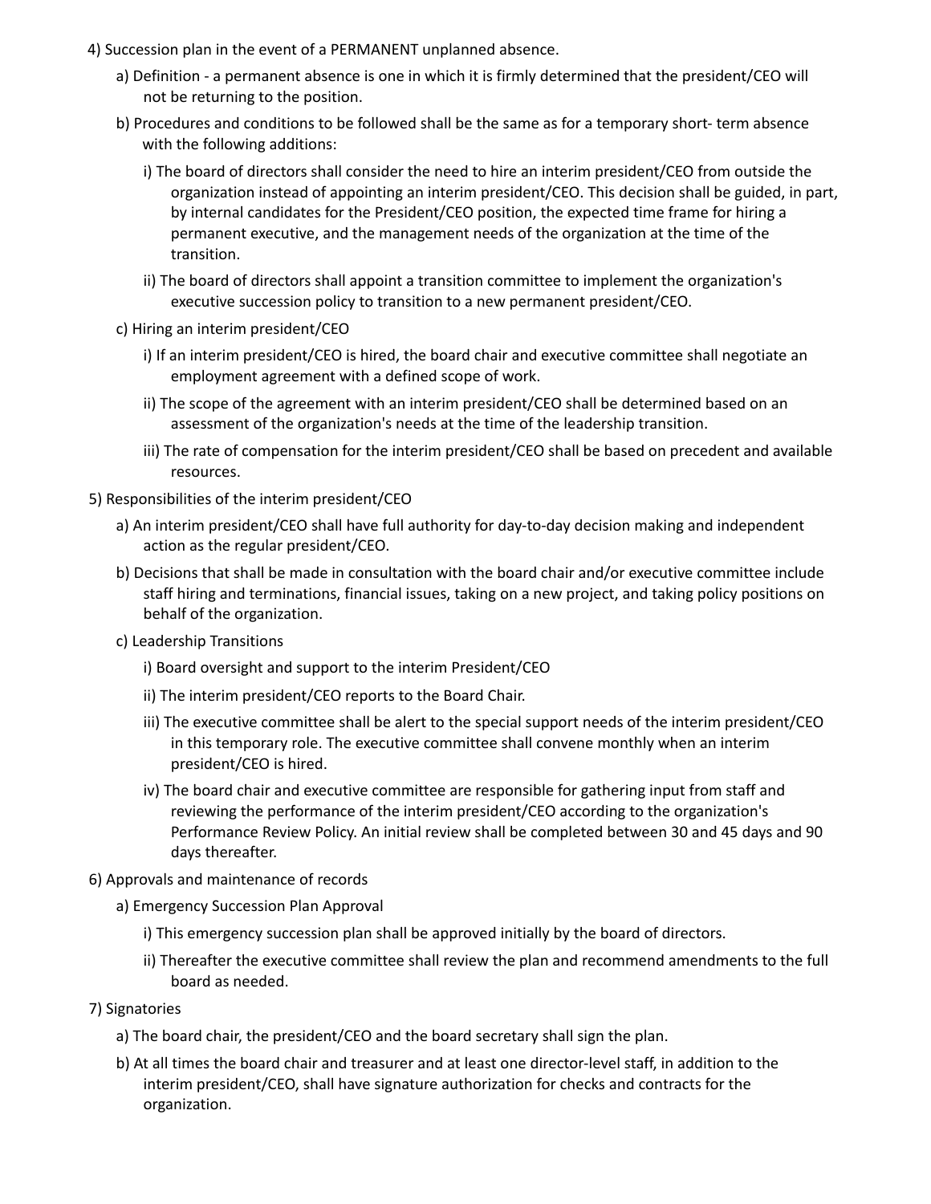4) Succession plan in the event of a PERMANENT unplanned absence.

   a) Definition - a permanent absence is one in which it is firmly determined that the president/CEO will not be returning to the position.

   b) Procedures and conditions to be followed shall be the same as for a temporary short- term absence with the following additions:

      i) The board of directors shall consider the need to hire an interim president/CEO from outside the organization instead of appointing an interim president/CEO. This decision shall be guided, in part, by internal candidates for the President/CEO position, the expected time frame for hiring a permanent executive, and the management needs of the organization at the time of the transition.

      ii) The board of directors shall appoint a transition committee to implement the organization's executive succession policy to transition to a new permanent president/CEO.

   c) Hiring an interim president/CEO

      i) If an interim president/CEO is hired, the board chair and executive committee shall negotiate an employment agreement with a defined scope of work.

      ii) The scope of the agreement with an interim president/CEO shall be determined based on an assessment of the organization's needs at the time of the leadership transition.

      iii) The rate of compensation for the interim president/CEO shall be based on precedent and available resources.

5) Responsibilities of the interim president/CEO

   a) An interim president/CEO shall have full authority for day-to-day decision making and independent action as the regular president/CEO.

   b) Decisions that shall be made in consultation with the board chair and/or executive committee include staff hiring and terminations, financial issues, taking on a new project, and taking policy positions on behalf of the organization.

   c) Leadership Transitions

      i) Board oversight and support to the interim President/CEO

      ii) The interim president/CEO reports to the Board Chair.

      iii) The executive committee shall be alert to the special support needs of the interim president/CEO in this temporary role. The executive committee shall convene monthly when an interim president/CEO is hired.

      iv) The board chair and executive committee are responsible for gathering input from staff and reviewing the performance of the interim president/CEO according to the organization's Performance Review Policy. An initial review shall be completed between 30 and 45 days and 90 days thereafter.

6) Approvals and maintenance of records

   a) Emergency Succession Plan Approval

      i) This emergency succession plan shall be approved initially by the board of directors.

      ii) Thereafter the executive committee shall review the plan and recommend amendments to the full board as needed.

7) Signatories

   a) The board chair, the president/CEO and the board secretary shall sign the plan.

   b) At all times the board chair and treasurer and at least one director-level staff, in addition to the interim president/CEO, shall have signature authorization for checks and contracts for the organization.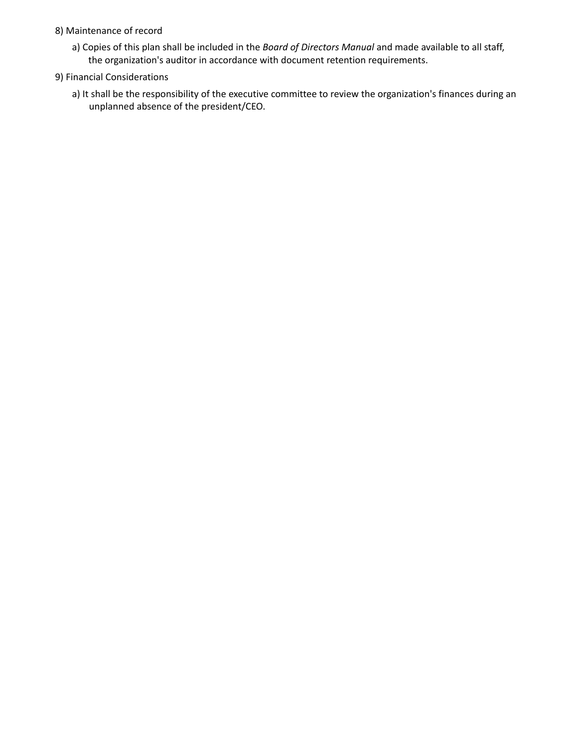8) Maintenance of record

   a) Copies of this plan shall be included in the *Board of Directors Manual* and made available to all staff, the organization's auditor in accordance with document retention requirements.

9) Financial Considerations

   a) It shall be the responsibility of the executive committee to review the organization's finances during an unplanned absence of the president/CEO.